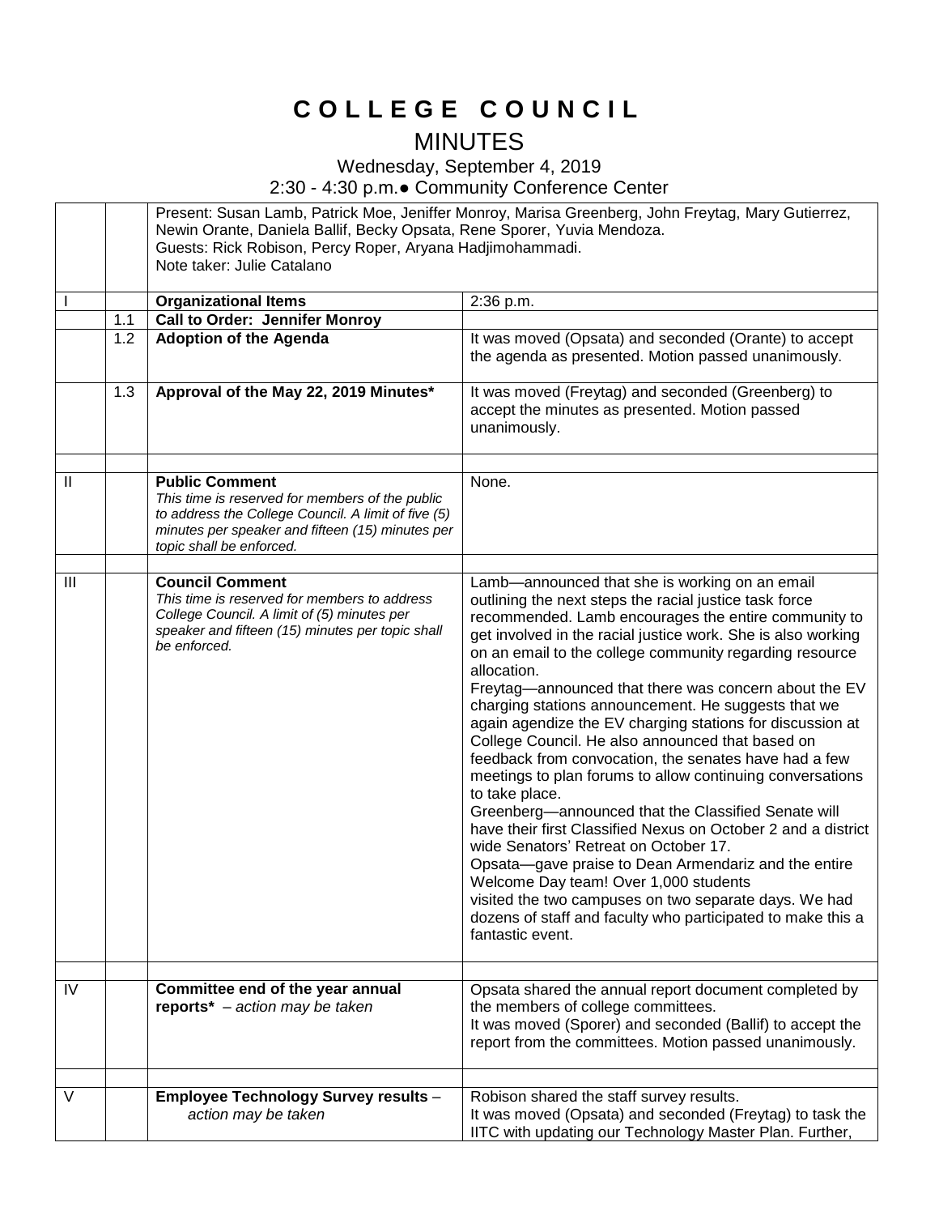# COLLEGE COUNCIL

## MINUTES

Wednesday, September 4, 2019

2:30 - 4:30 p.m.● Community Conference Center

| | | | |
|---|---|---|---|
| | | Present: Susan Lamb, Patrick Moe, Jeniffer Monroy, Marisa Greenberg, John Freytag, Mary Gutierrez, Newin Orante, Daniela Ballif, Becky Opsata, Rene Sporer, Yuvia Mendoza.<br>Guests: Rick Robison, Percy Roper, Aryana Hadjimohammadi.<br>Note taker: Julie Catalano | |
| I | | **Organizational Items** | 2:36 p.m. |
| | 1.1 | **Call to Order: Jennifer Monroy** | |
| | 1.2 | **Adoption of the Agenda** | It was moved (Opsata) and seconded (Orante) to accept the agenda as presented. Motion passed unanimously. |
| | 1.3 | **Approval of the May 22, 2019 Minutes*** | It was moved (Freytag) and seconded (Greenberg) to accept the minutes as presented. Motion passed unanimously. |
| | | | |
| II | | **Public Comment**<br>*This time is reserved for members of the public to address the College Council. A limit of five (5) minutes per speaker and fifteen (15) minutes per topic shall be enforced.* | None. |
| | | | |
| III | | **Council Comment**<br>*This time is reserved for members to address College Council. A limit of (5) minutes per speaker and fifteen (15) minutes per topic shall be enforced.* | Lamb—announced that she is working on an email outlining the next steps the racial justice task force recommended. Lamb encourages the entire community to get involved in the racial justice work. She is also working on an email to the college community regarding resource allocation.<br>Freytag—announced that there was concern about the EV charging stations announcement. He suggests that we again agendize the EV charging stations for discussion at College Council. He also announced that based on feedback from convocation, the senates have had a few meetings to plan forums to allow continuing conversations to take place.<br>Greenberg—announced that the Classified Senate will have their first Classified Nexus on October 2 and a district wide Senators' Retreat on October 17.<br>Opsata—gave praise to Dean Armendariz and the entire Welcome Day team! Over 1,000 students visited the two campuses on two separate days. We had dozens of staff and faculty who participated to make this a fantastic event. |
| | | | |
| IV | | **Committee end of the year annual reports*** *– action may be taken* | Opsata shared the annual report document completed by the members of college committees.<br>It was moved (Sporer) and seconded (Ballif) to accept the report from the committees. Motion passed unanimously. |
| | | | |
| V | | **Employee Technology Survey results** – *action may be taken* | Robison shared the staff survey results.<br>It was moved (Opsata) and seconded (Freytag) to task the IITC with updating our Technology Master Plan. Further, |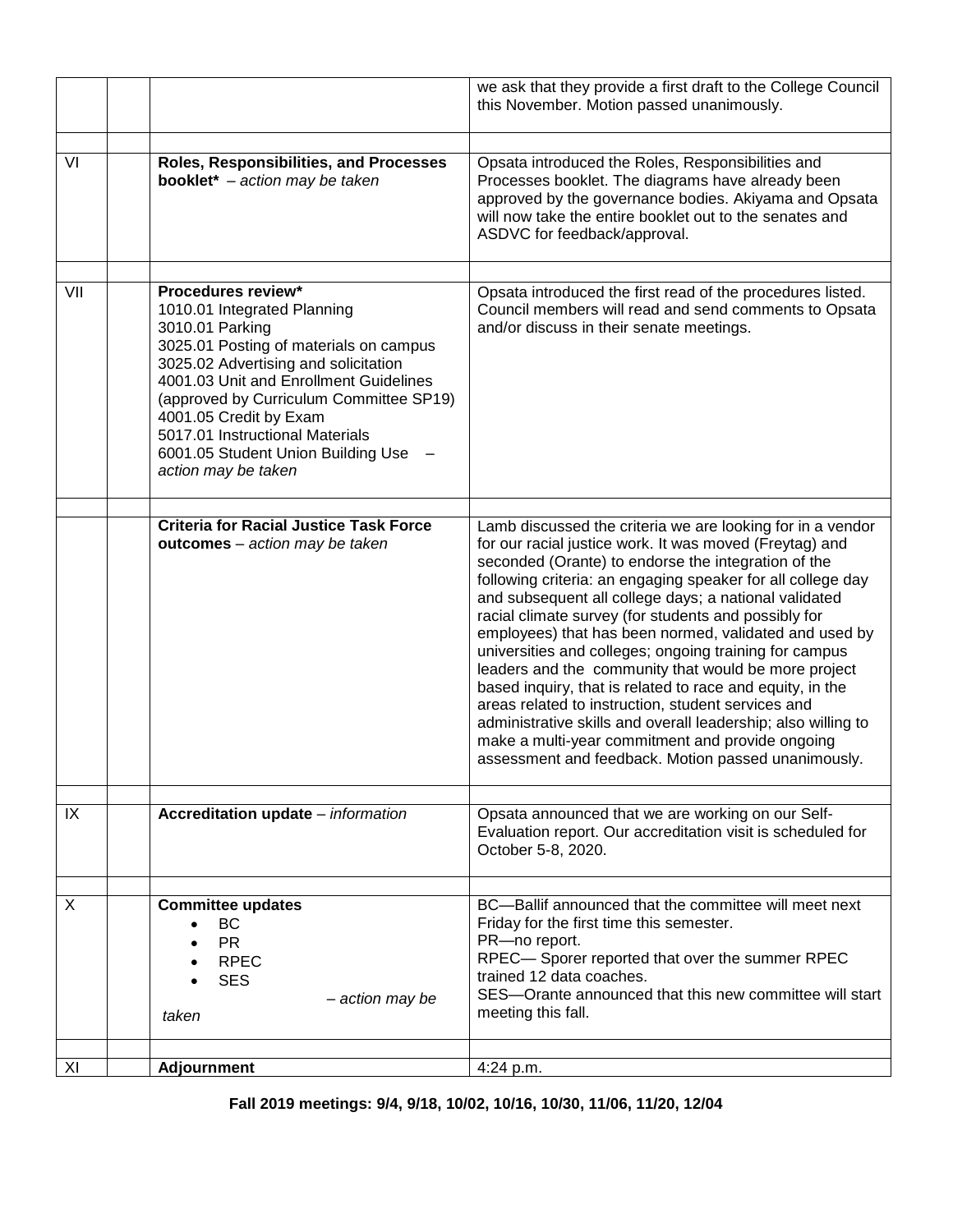| | | | |
|---|---|---|---|
| | | | we ask that they provide a first draft to the College Council this November. Motion passed unanimously. |
| | | | |
| VI | | **Roles, Responsibilities, and Processes booklet*** – *action may be taken* | Opsata introduced the Roles, Responsibilities and Processes booklet. The diagrams have already been approved by the governance bodies. Akiyama and Opsata will now take the entire booklet out to the senates and ASDVC for feedback/approval. |
| | | | |
| VII | | **Procedures review***<br>1010.01 Integrated Planning<br>3010.01 Parking<br>3025.01 Posting of materials on campus<br>3025.02 Advertising and solicitation<br>4001.03 Unit and Enrollment Guidelines (approved by Curriculum Committee SP19)<br>4001.05 Credit by Exam<br>5017.01 Instructional Materials<br>6001.05 Student Union Building Use – *action may be taken* | Opsata introduced the first read of the procedures listed. Council members will read and send comments to Opsata and/or discuss in their senate meetings. |
| | | | |
| | | **Criteria for Racial Justice Task Force outcomes** – *action may be taken* | Lamb discussed the criteria we are looking for in a vendor for our racial justice work. It was moved (Freytag) and seconded (Orante) to endorse the integration of the following criteria: an engaging speaker for all college day and subsequent all college days; a national validated racial climate survey (for students and possibly for employees) that has been normed, validated and used by universities and colleges; ongoing training for campus leaders and the community that would be more project based inquiry, that is related to race and equity, in the areas related to instruction, student services and administrative skills and overall leadership; also willing to make a multi-year commitment and provide ongoing assessment and feedback. Motion passed unanimously. |
| | | | |
| IX | | **Accreditation update** – *information* | Opsata announced that we are working on our Self-Evaluation report. Our accreditation visit is scheduled for October 5-8, 2020. |
| | | | |
| X | | **Committee updates**<br>• BC<br>• PR<br>• RPEC<br>• SES<br>– *action may be taken* | BC—Ballif announced that the committee will meet next Friday for the first time this semester.<br>PR—no report.<br>RPEC— Sporer reported that over the summer RPEC trained 12 data coaches.<br>SES—Orante announced that this new committee will start meeting this fall. |
| | | | |
| XI | | **Adjournment** | 4:24 p.m. |

**Fall 2019 meetings: 9/4, 9/18, 10/02, 10/16, 10/30, 11/06, 11/20, 12/04**